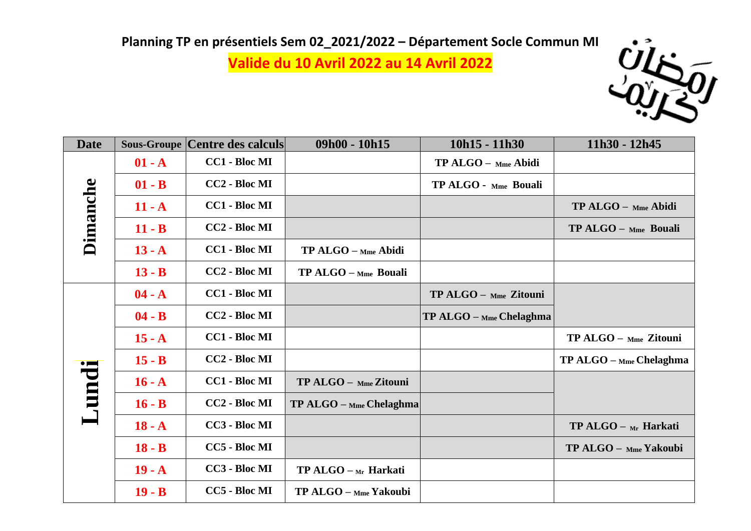**Planning TP en présentiels Sem 02_2021/2022 – Département Socle Commun MI**

**Valide du 10 Avril 2022 au 14 Avril 2022**

رمضان كريم

| Date | Sous-Groupe | Centre des calculs | 09h00 - 10h15 | 10h15 - 11h30 | 11h30 - 12h45 |
|---|---|---|---|---|---|
| Dimanche | 01 - A | CC1 - Bloc MI | | TP ALGO – Mme Abidi | |
| | 01 - B | CC2 - Bloc MI | | TP ALGO - Mme Bouali | |
| | 11 - A | CC1 - Bloc MI | | | TP ALGO – Mme Abidi |
| | 11 - B | CC2 - Bloc MI | | | TP ALGO – Mme Bouali |
| | 13 - A | CC1 - Bloc MI | TP ALGO – Mme Abidi | | |
| | 13 - B | CC2 - Bloc MI | TP ALGO – Mme Bouali | | |
| Lundi | 04 - A | CC1 - Bloc MI | | TP ALGO – Mme Zitouni | |
| | 04 - B | CC2 - Bloc MI | | TP ALGO – Mme Chelaghma | |
| | 15 - A | CC1 - Bloc MI | | | TP ALGO – Mme Zitouni |
| | 15 - B | CC2 - Bloc MI | | | TP ALGO – Mme Chelaghma |
| | 16 - A | CC1 - Bloc MI | TP ALGO – Mme Zitouni | | |
| | 16 - B | CC2 - Bloc MI | TP ALGO – Mme Chelaghma | | |
| | 18 - A | CC3 - Bloc MI | | | TP ALGO – Mr Harkati |
| | 18 - B | CC5 - Bloc MI | | | TP ALGO – Mme Yakoubi |
| | 19 - A | CC3 - Bloc MI | TP ALGO – Mr Harkati | | |
| | 19 - B | CC5 - Bloc MI | TP ALGO – Mme Yakoubi | | |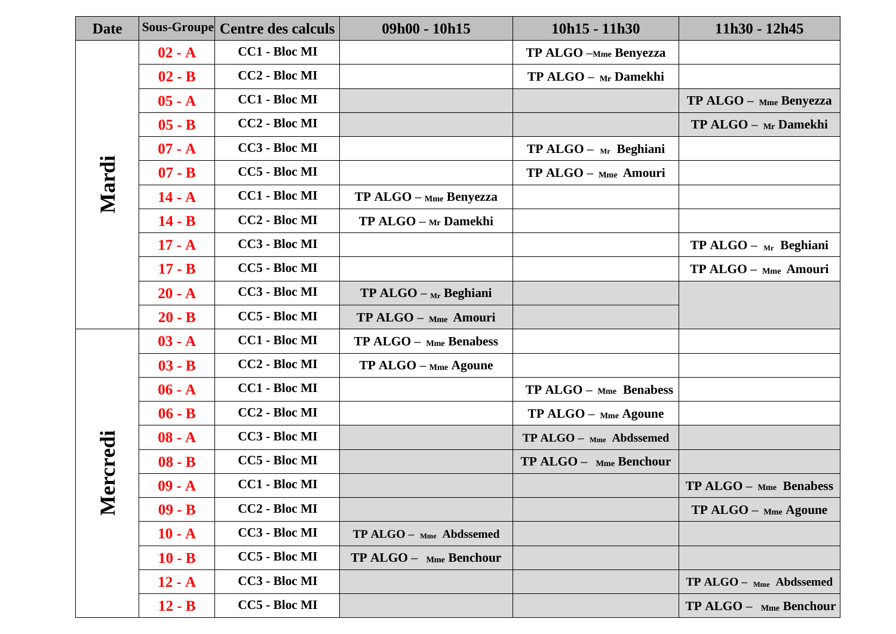| Date | Sous-Groupe | Centre des calculs | 09h00 - 10h15 | 10h15 - 11h30 | 11h30 - 12h45 |
|---|---|---|---|---|---|
| Mardi | 02 - A | CC1 - Bloc MI | | TP ALGO –Mme Benyezza | |
| | 02 - B | CC2 - Bloc MI | | TP ALGO – Mr Damekhi | |
| | 05 - A | CC1 - Bloc MI | | | TP ALGO – Mme Benyezza |
| | 05 - B | CC2 - Bloc MI | | | TP ALGO – Mr Damekhi |
| | 07 - A | CC3 - Bloc MI | | TP ALGO – Mr Beghiani | |
| | 07 - B | CC5 - Bloc MI | | TP ALGO – Mme Amouri | |
| | 14 - A | CC1 - Bloc MI | TP ALGO – Mme Benyezza | | |
| | 14 - B | CC2 - Bloc MI | TP ALGO – Mr Damekhi | | |
| | 17 - A | CC3 - Bloc MI | | | TP ALGO – Mr Beghiani |
| | 17 - B | CC5 - Bloc MI | | | TP ALGO – Mme Amouri |
| | 20 - A | CC3 - Bloc MI | TP ALGO – Mr Beghiani | | |
| | 20 - B | CC5 - Bloc MI | TP ALGO – Mme Amouri | | |
| Mercredi | 03 - A | CC1 - Bloc MI | TP ALGO – Mme Benabess | | |
| | 03 - B | CC2 - Bloc MI | TP ALGO – Mme Agoune | | |
| | 06 - A | CC1 - Bloc MI | | TP ALGO – Mme Benabess | |
| | 06 - B | CC2 - Bloc MI | | TP ALGO – Mme Agoune | |
| | 08 - A | CC3 - Bloc MI | | TP ALGO – Mme Abdssemed | |
| | 08 - B | CC5 - Bloc MI | | TP ALGO – Mme Benchour | |
| | 09 - A | CC1 - Bloc MI | | | TP ALGO – Mme Benabess |
| | 09 - B | CC2 - Bloc MI | | | TP ALGO – Mme Agoune |
| | 10 - A | CC3 - Bloc MI | TP ALGO – Mme Abdssemed | | |
| | 10 - B | CC5 - Bloc MI | TP ALGO – Mme Benchour | | |
| | 12 - A | CC3 - Bloc MI | | | TP ALGO – Mme Abdssemed |
| | 12 - B | CC5 - Bloc MI | | | TP ALGO – Mme Benchour |